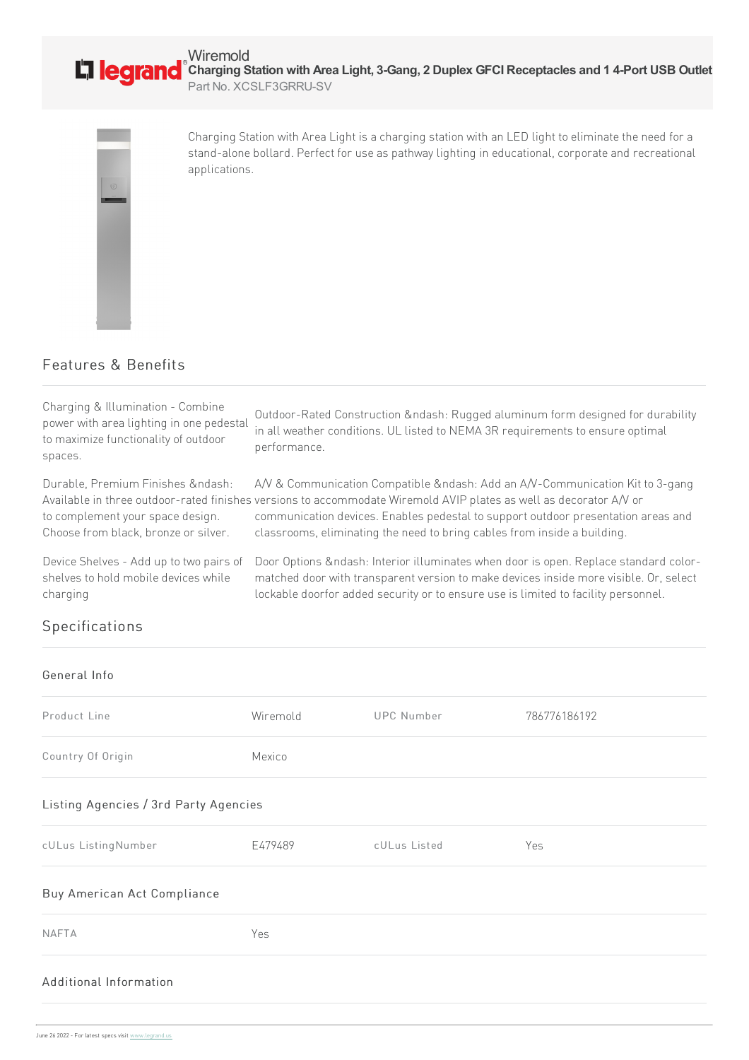Wiremold

# Charging Station with Area Light, 3-Gang, 2 Duplex GFCI Receptacles and 1 4-Port USB Outlet

Part No. XCSLF3GRRU-SV

Charging Station with Area Light is a charging station with an LED light to eliminate the need for a stand-alone bollard. Perfect for use as pathway lighting in educational, corporate and recreational applications.

## Features & Benefits

Charging & Illumination - Combine power with area lighting in one pedestal to maximize functionality of outdoor spaces.

Outdoor-Rated Construction &ndash: Rugged aluminum form designed for durability in all weather conditions. UL listed to NEMA 3R requirements to ensure optimal performance.

Durable, Premium Finishes &ndash: Available in three outdoor-rated finishes to complement your space design. Choose from black, bronze or silver.

A/V & Communication Compatible &ndash: Add an A/V-Communication Kit to 3-gang versions to accommodate Wiremold AVIP plates as well as decorator A/V or communication devices. Enables pedestal to support outdoor presentation areas and classrooms, eliminating the need to bring cables from inside a building.

Device Shelves - Add up to two pairs of shelves to hold mobile devices while charging

Door Options &ndash: Interior illuminates when door is open. Replace standard color-matched door with transparent version to make devices inside more visible. Or, select lockable doorfor added security or to ensure use is limited to facility personnel.

## Specifications

### General Info

| | | | |
|---|---|---|---|
| Product Line | Wiremold | UPC Number | 786776186192 |
| Country Of Origin | Mexico | | |

### Listing Agencies / 3rd Party Agencies

| | | | |
|---|---|---|---|
| cULus ListingNumber | E479489 | cULus Listed | Yes |

### Buy American Act Compliance

| | |
|---|---|
| NAFTA | Yes |

### Additional Information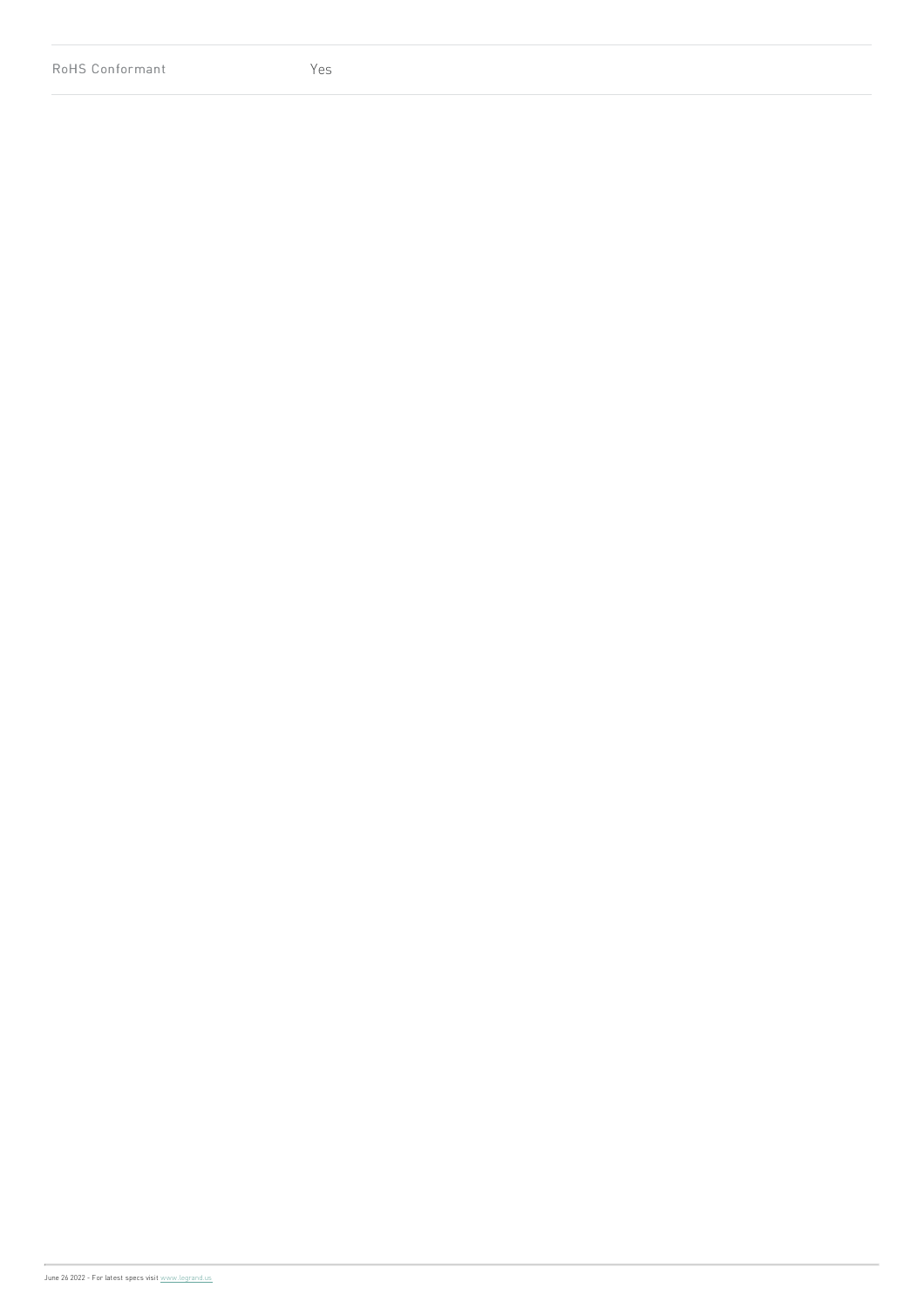| | |
|---|---|
| RoHS Conformant | Yes |